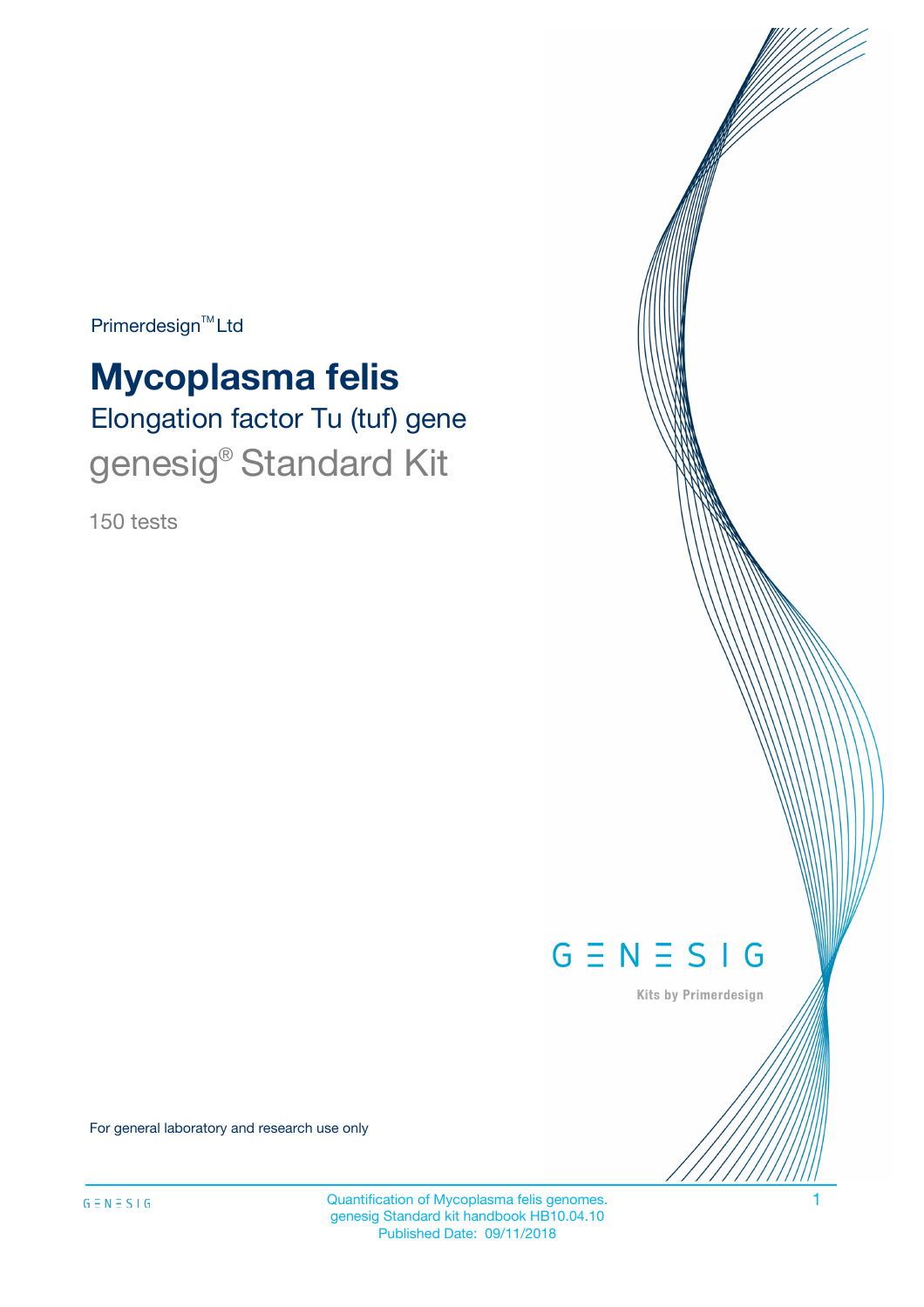Primerdesign™ Ltd

# Mycoplasma felis

## Elongation factor Tu (tuf) gene

## genesig® Standard Kit

150 tests

GENESIG

Kits by Primerdesign

For general laboratory and research use only

Quantification of Mycoplasma felis genomes.
genesig Standard kit handbook HB10.04.10
Published Date: 09/11/2018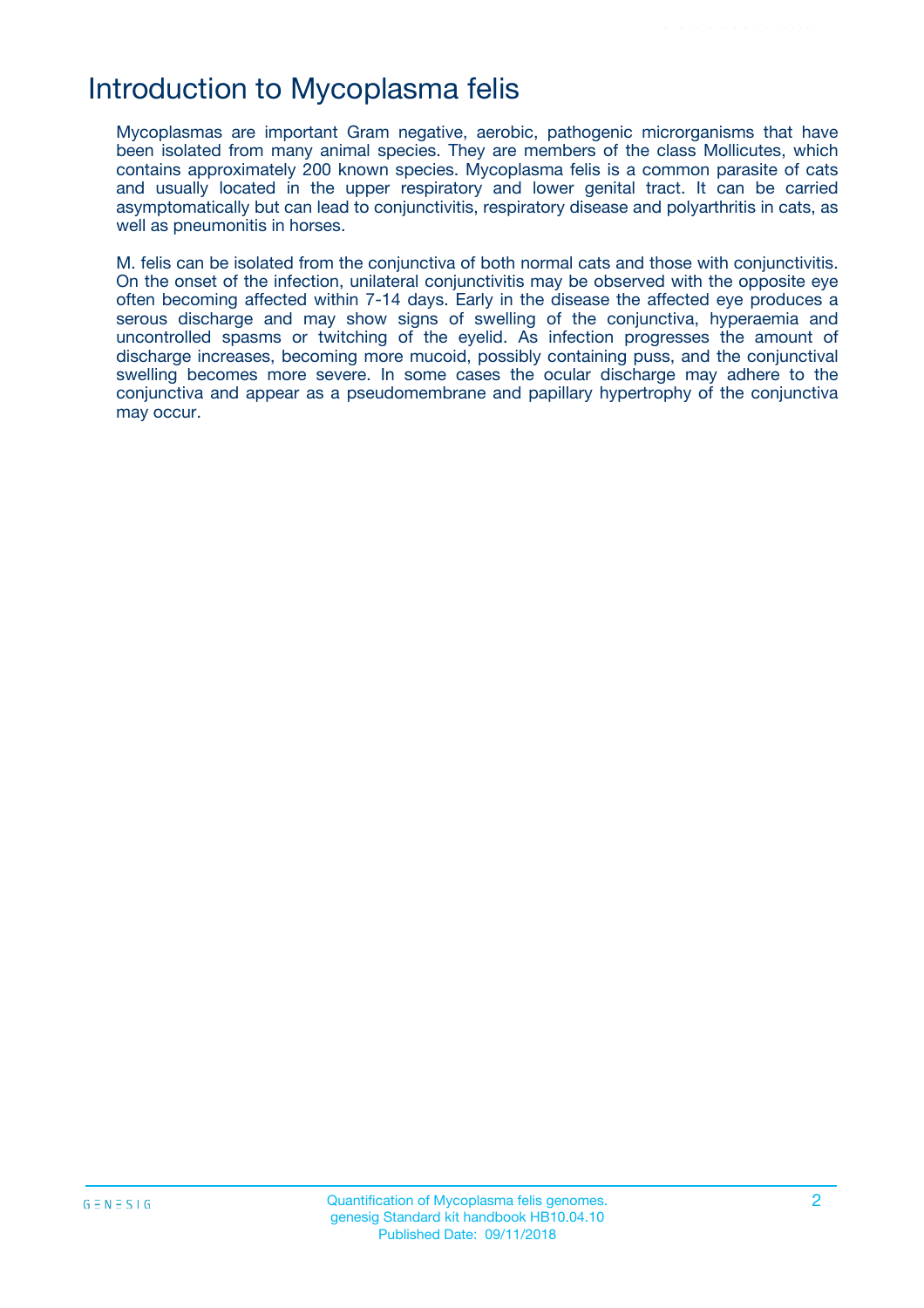# Introduction to Mycoplasma felis

Mycoplasmas are important Gram negative, aerobic, pathogenic microrganisms that have been isolated from many animal species. They are members of the class Mollicutes, which contains approximately 200 known species. Mycoplasma felis is a common parasite of cats and usually located in the upper respiratory and lower genital tract. It can be carried asymptomatically but can lead to conjunctivitis, respiratory disease and polyarthritis in cats, as well as pneumonitis in horses.

M. felis can be isolated from the conjunctiva of both normal cats and those with conjunctivitis. On the onset of the infection, unilateral conjunctivitis may be observed with the opposite eye often becoming affected within 7-14 days. Early in the disease the affected eye produces a serous discharge and may show signs of swelling of the conjunctiva, hyperaemia and uncontrolled spasms or twitching of the eyelid. As infection progresses the amount of discharge increases, becoming more mucoid, possibly containing puss, and the conjunctival swelling becomes more severe. In some cases the ocular discharge may adhere to the conjunctiva and appear as a pseudomembrane and papillary hypertrophy of the conjunctiva may occur.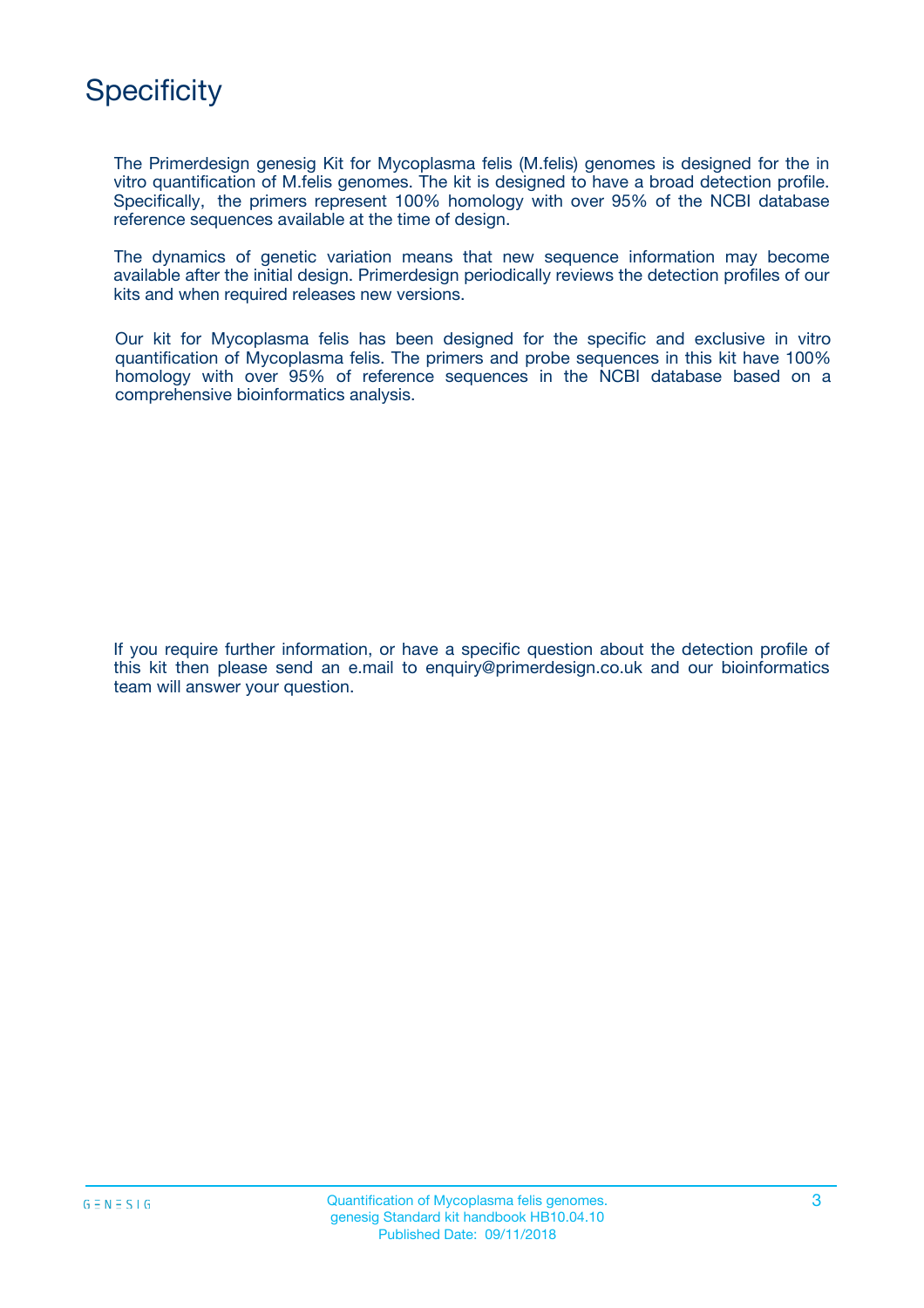# Specificity

The Primerdesign genesig Kit for Mycoplasma felis (M.felis) genomes is designed for the in vitro quantification of M.felis genomes. The kit is designed to have a broad detection profile. Specifically, the primers represent 100% homology with over 95% of the NCBI database reference sequences available at the time of design.

The dynamics of genetic variation means that new sequence information may become available after the initial design. Primerdesign periodically reviews the detection profiles of our kits and when required releases new versions.

Our kit for Mycoplasma felis has been designed for the specific and exclusive in vitro quantification of Mycoplasma felis. The primers and probe sequences in this kit have 100% homology with over 95% of reference sequences in the NCBI database based on a comprehensive bioinformatics analysis.

If you require further information, or have a specific question about the detection profile of this kit then please send an e.mail to enquiry@primerdesign.co.uk and our bioinformatics team will answer your question.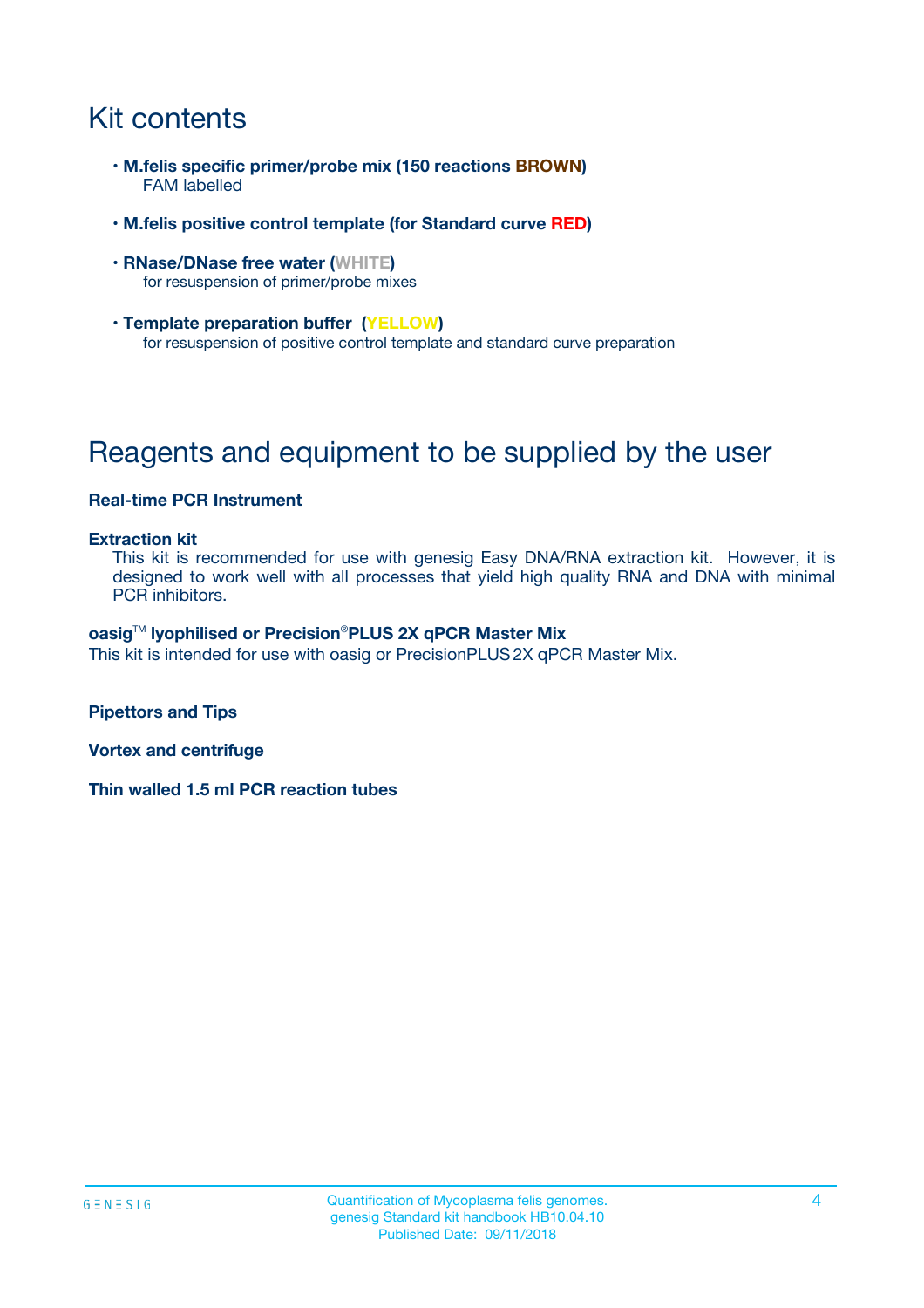# Kit contents

- **M.felis specific primer/probe mix (150 reactions BROWN)**
  FAM labelled
- **M.felis positive control template (for Standard curve RED)**
- **RNase/DNase free water (WHITE)**
  for resuspension of primer/probe mixes
- **Template preparation buffer (YELLOW)**
  for resuspension of positive control template and standard curve preparation

# Reagents and equipment to be supplied by the user

**Real-time PCR Instrument**

**Extraction kit**
This kit is recommended for use with genesig Easy DNA/RNA extraction kit. However, it is designed to work well with all processes that yield high quality RNA and DNA with minimal PCR inhibitors.

**oasig™ lyophilised or Precision®PLUS 2X qPCR Master Mix**
This kit is intended for use with oasig or PrecisionPLUS 2X qPCR Master Mix.

**Pipettors and Tips**

**Vortex and centrifuge**

**Thin walled 1.5 ml PCR reaction tubes**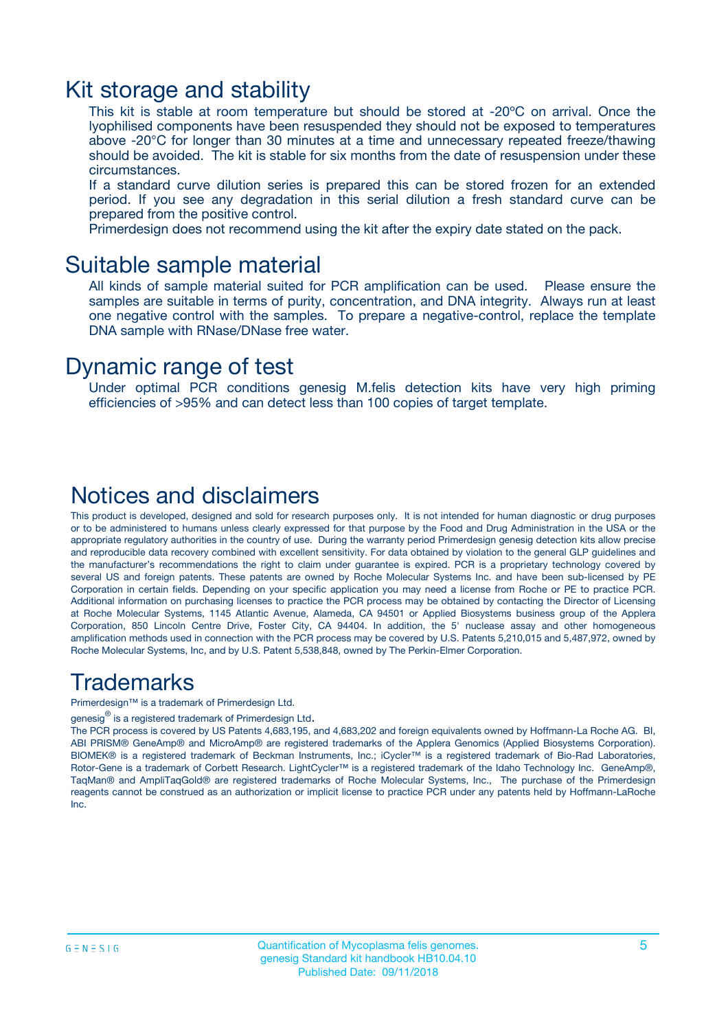# Kit storage and stability

This kit is stable at room temperature but should be stored at -20ºC on arrival. Once the lyophilised components have been resuspended they should not be exposed to temperatures above -20°C for longer than 30 minutes at a time and unnecessary repeated freeze/thawing should be avoided. The kit is stable for six months from the date of resuspension under these circumstances.

If a standard curve dilution series is prepared this can be stored frozen for an extended period. If you see any degradation in this serial dilution a fresh standard curve can be prepared from the positive control.

Primerdesign does not recommend using the kit after the expiry date stated on the pack.

# Suitable sample material

All kinds of sample material suited for PCR amplification can be used. Please ensure the samples are suitable in terms of purity, concentration, and DNA integrity. Always run at least one negative control with the samples. To prepare a negative-control, replace the template DNA sample with RNase/DNase free water.

# Dynamic range of test

Under optimal PCR conditions genesig M.felis detection kits have very high priming efficiencies of >95% and can detect less than 100 copies of target template.

# Notices and disclaimers

This product is developed, designed and sold for research purposes only. It is not intended for human diagnostic or drug purposes or to be administered to humans unless clearly expressed for that purpose by the Food and Drug Administration in the USA or the appropriate regulatory authorities in the country of use. During the warranty period Primerdesign genesig detection kits allow precise and reproducible data recovery combined with excellent sensitivity. For data obtained by violation to the general GLP guidelines and the manufacturer's recommendations the right to claim under guarantee is expired. PCR is a proprietary technology covered by several US and foreign patents. These patents are owned by Roche Molecular Systems Inc. and have been sub-licensed by PE Corporation in certain fields. Depending on your specific application you may need a license from Roche or PE to practice PCR. Additional information on purchasing licenses to practice the PCR process may be obtained by contacting the Director of Licensing at Roche Molecular Systems, 1145 Atlantic Avenue, Alameda, CA 94501 or Applied Biosystems business group of the Applera Corporation, 850 Lincoln Centre Drive, Foster City, CA 94404. In addition, the 5' nuclease assay and other homogeneous amplification methods used in connection with the PCR process may be covered by U.S. Patents 5,210,015 and 5,487,972, owned by Roche Molecular Systems, Inc, and by U.S. Patent 5,538,848, owned by The Perkin-Elmer Corporation.

# Trademarks

Primerdesign™ is a trademark of Primerdesign Ltd.

genesig® is a registered trademark of Primerdesign Ltd.

The PCR process is covered by US Patents 4,683,195, and 4,683,202 and foreign equivalents owned by Hoffmann-La Roche AG. BI, ABI PRISM® GeneAmp® and MicroAmp® are registered trademarks of the Applera Genomics (Applied Biosystems Corporation). BIOMEK® is a registered trademark of Beckman Instruments, Inc.; iCycler™ is a registered trademark of Bio-Rad Laboratories, Rotor-Gene is a trademark of Corbett Research. LightCycler™ is a registered trademark of the Idaho Technology Inc. GeneAmp®, TaqMan® and AmpliTaqGold® are registered trademarks of Roche Molecular Systems, Inc., The purchase of the Primerdesign reagents cannot be construed as an authorization or implicit license to practice PCR under any patents held by Hoffmann-LaRoche Inc.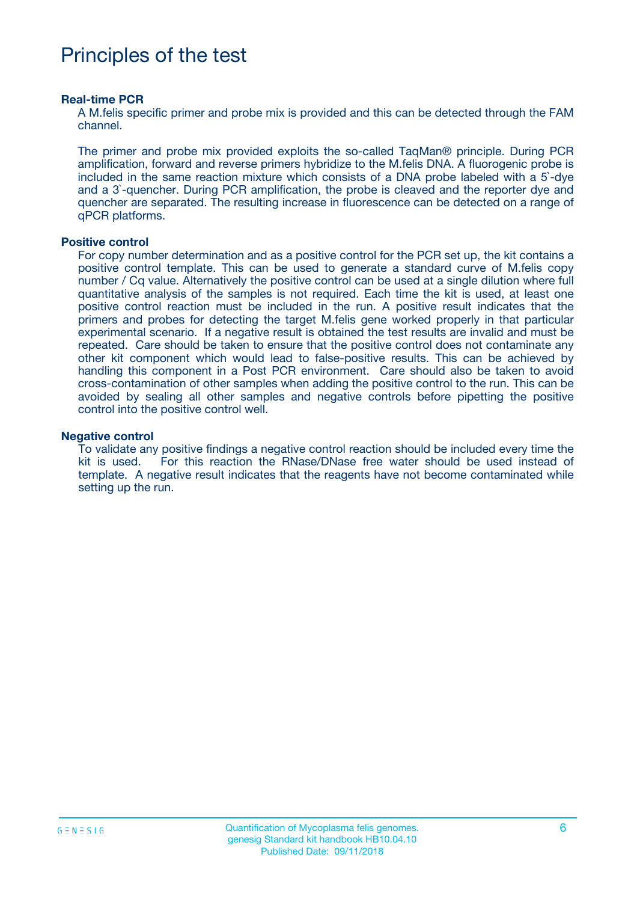# Principles of the test

### Real-time PCR

A M.felis specific primer and probe mix is provided and this can be detected through the FAM channel.

The primer and probe mix provided exploits the so-called TaqMan® principle. During PCR amplification, forward and reverse primers hybridize to the M.felis DNA. A fluorogenic probe is included in the same reaction mixture which consists of a DNA probe labeled with a 5`-dye and a 3`-quencher. During PCR amplification, the probe is cleaved and the reporter dye and quencher are separated. The resulting increase in fluorescence can be detected on a range of qPCR platforms.

### Positive control

For copy number determination and as a positive control for the PCR set up, the kit contains a positive control template. This can be used to generate a standard curve of M.felis copy number / Cq value. Alternatively the positive control can be used at a single dilution where full quantitative analysis of the samples is not required. Each time the kit is used, at least one positive control reaction must be included in the run. A positive result indicates that the primers and probes for detecting the target M.felis gene worked properly in that particular experimental scenario. If a negative result is obtained the test results are invalid and must be repeated. Care should be taken to ensure that the positive control does not contaminate any other kit component which would lead to false-positive results. This can be achieved by handling this component in a Post PCR environment. Care should also be taken to avoid cross-contamination of other samples when adding the positive control to the run. This can be avoided by sealing all other samples and negative controls before pipetting the positive control into the positive control well.

### Negative control

To validate any positive findings a negative control reaction should be included every time the kit is used. For this reaction the RNase/DNase free water should be used instead of template. A negative result indicates that the reagents have not become contaminated while setting up the run.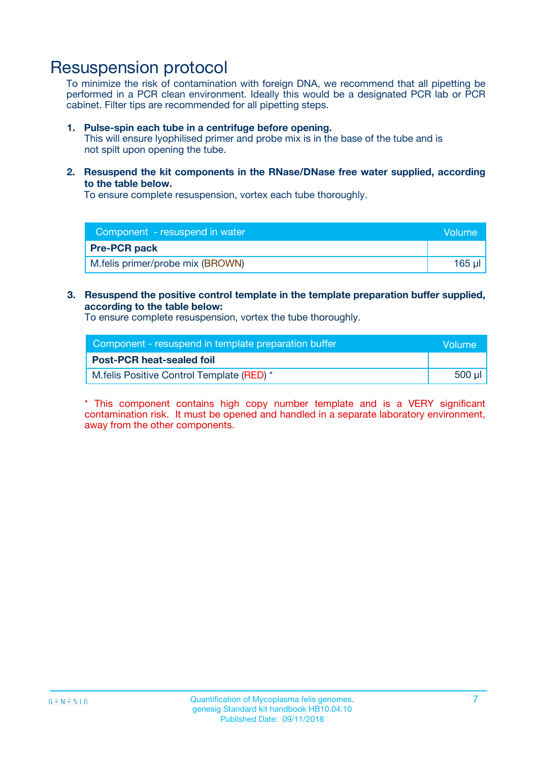# Resuspension protocol

To minimize the risk of contamination with foreign DNA, we recommend that all pipetting be performed in a PCR clean environment. Ideally this would be a designated PCR lab or PCR cabinet. Filter tips are recommended for all pipetting steps.

1. **Pulse-spin each tube in a centrifuge before opening.**
   This will ensure lyophilised primer and probe mix is in the base of the tube and is not spilt upon opening the tube.

2. **Resuspend the kit components in the RNase/DNase free water supplied, according to the table below.**
   To ensure complete resuspension, vortex each tube thoroughly.

| Component - resuspend in water | Volume |
|---|---|
| **Pre-PCR pack** | |
| M.felis primer/probe mix (BROWN) | 165 µl |

3. **Resuspend the positive control template in the template preparation buffer supplied, according to the table below:**
   To ensure complete resuspension, vortex the tube thoroughly.

| Component - resuspend in template preparation buffer | Volume |
|---|---|
| **Post-PCR heat-sealed foil** | |
| M.felis Positive Control Template (RED) * | 500 µl |

* This component contains high copy number template and is a VERY significant contamination risk. It must be opened and handled in a separate laboratory environment, away from the other components.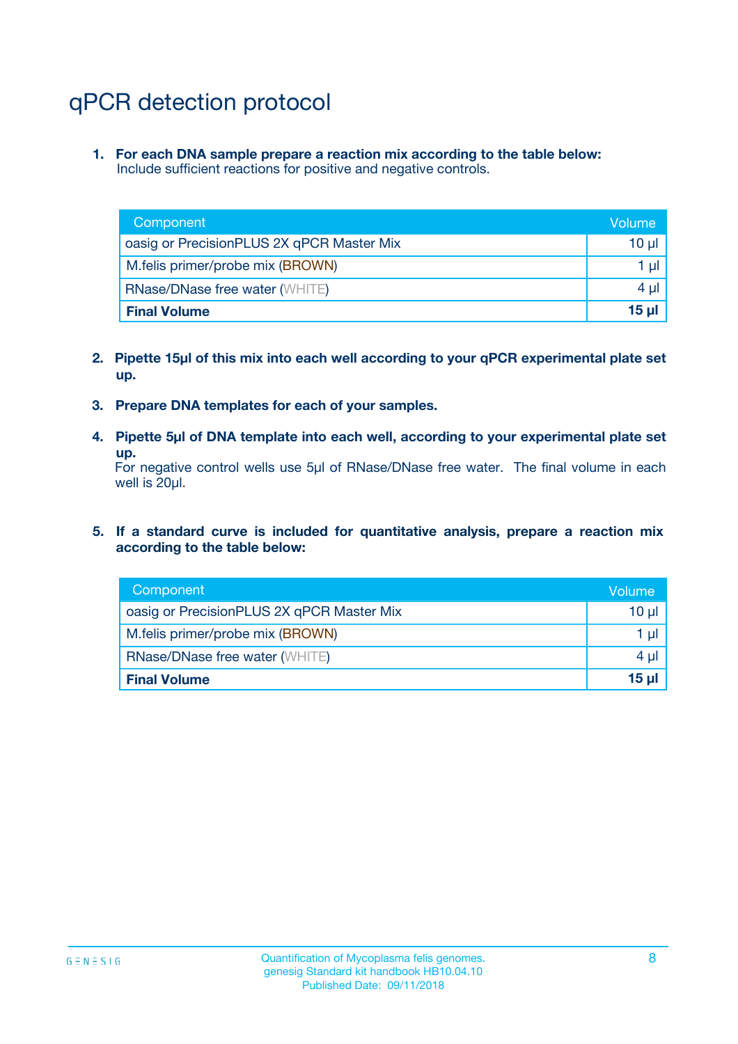# qPCR detection protocol

1. **For each DNA sample prepare a reaction mix according to the table below:**
   Include sufficient reactions for positive and negative controls.

| Component | Volume |
|---|---|
| oasig or PrecisionPLUS 2X qPCR Master Mix | 10 µl |
| M.felis primer/probe mix (BROWN) | 1 µl |
| RNase/DNase free water (WHITE) | 4 µl |
| **Final Volume** | **15 µl** |

2. **Pipette 15µl of this mix into each well according to your qPCR experimental plate set up.**

3. **Prepare DNA templates for each of your samples.**

4. **Pipette 5µl of DNA template into each well, according to your experimental plate set up.**
   For negative control wells use 5µl of RNase/DNase free water. The final volume in each well is 20µl.

5. **If a standard curve is included for quantitative analysis, prepare a reaction mix according to the table below:**

| Component | Volume |
|---|---|
| oasig or PrecisionPLUS 2X qPCR Master Mix | 10 µl |
| M.felis primer/probe mix (BROWN) | 1 µl |
| RNase/DNase free water (WHITE) | 4 µl |
| **Final Volume** | **15 µl** |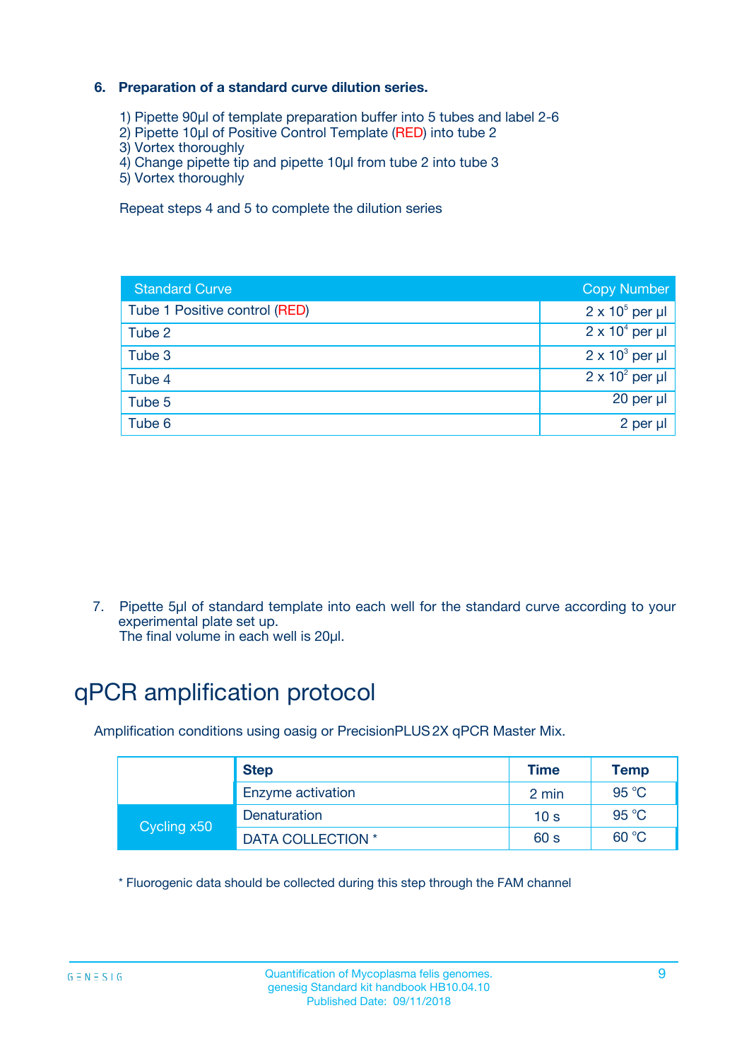### 6. Preparation of a standard curve dilution series.

1) Pipette 90µl of template preparation buffer into 5 tubes and label 2-6
2) Pipette 10µl of Positive Control Template (RED) into tube 2
3) Vortex thoroughly
4) Change pipette tip and pipette 10µl from tube 2 into tube 3
5) Vortex thoroughly

Repeat steps 4 and 5 to complete the dilution series

| Standard Curve | Copy Number |
|---|---|
| Tube 1 Positive control (RED) | $2 \times 10^5$ per µl |
| Tube 2 | $2 \times 10^4$ per µl |
| Tube 3 | $2 \times 10^3$ per µl |
| Tube 4 | $2 \times 10^2$ per µl |
| Tube 5 | 20 per µl |
| Tube 6 | 2 per µl |

7. Pipette 5µl of standard template into each well for the standard curve according to your experimental plate set up.
   The final volume in each well is 20µl.

# qPCR amplification protocol

Amplification conditions using oasig or PrecisionPLUS 2X qPCR Master Mix.

| | Step | Time | Temp |
|---|---|---|---|
| | Enzyme activation | 2 min | 95 °C |
| Cycling x50 | Denaturation | 10 s | 95 °C |
| | DATA COLLECTION * | 60 s | 60 °C |

* Fluorogenic data should be collected during this step through the FAM channel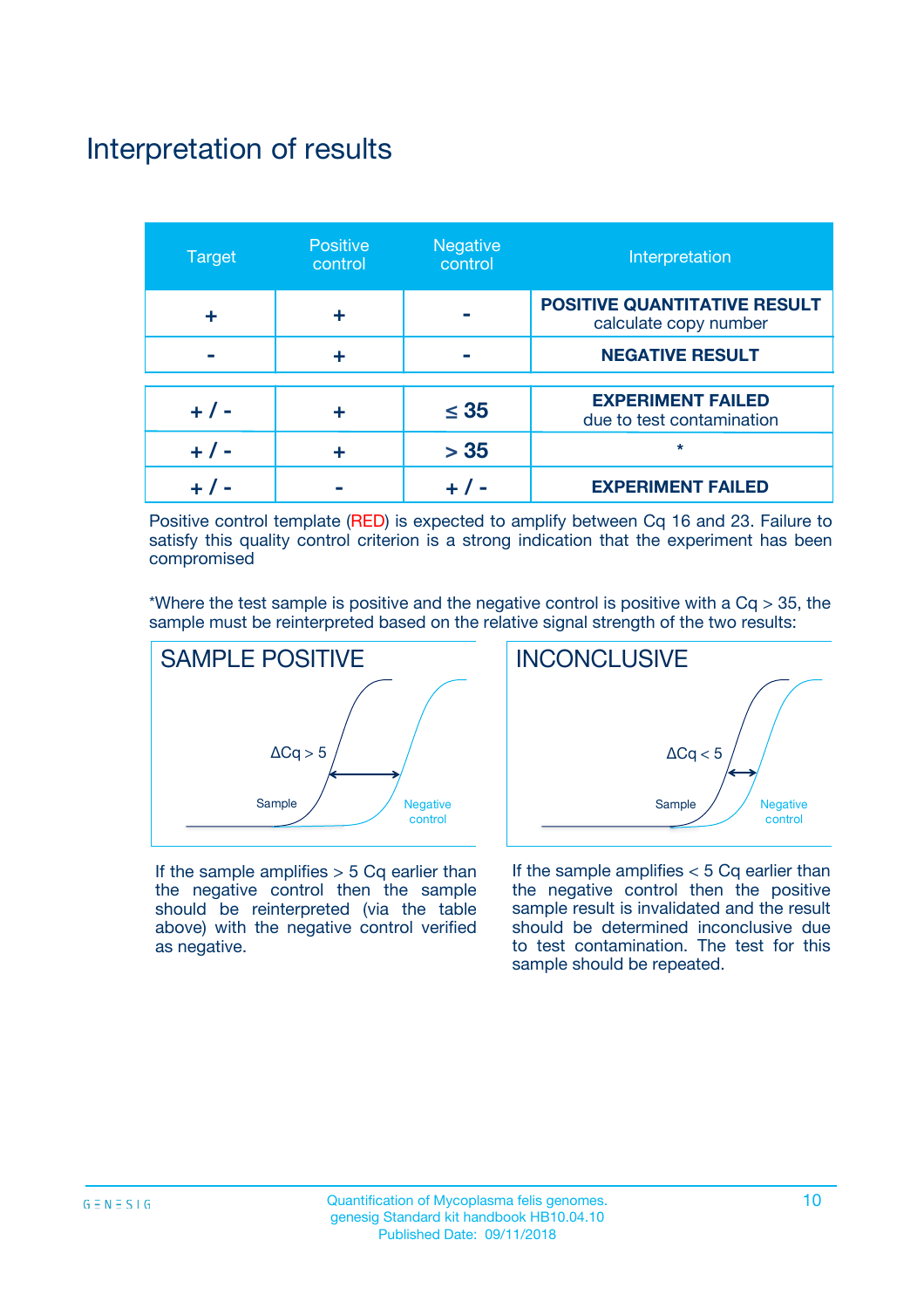# Interpretation of results

| Target | Positive control | Negative control | Interpretation |
|---|---|---|---|
| + | + | - | **POSITIVE QUANTITATIVE RESULT** calculate copy number |
| - | + | - | **NEGATIVE RESULT** |
| + / - | + | ≤ 35 | **EXPERIMENT FAILED** due to test contamination |
| + / - | + | > 35 | * |
| + / - | - | + / - | **EXPERIMENT FAILED** |

Positive control template (RED) is expected to amplify between Cq 16 and 23. Failure to satisfy this quality control criterion is a strong indication that the experiment has been compromised

*Where the test sample is positive and the negative control is positive with a Cq > 35, the sample must be reinterpreted based on the relative signal strength of the two results:

## SAMPLE POSITIVE

ΔCq > 5

Sample

Negative control

If the sample amplifies > 5 Cq earlier than the negative control then the sample should be reinterpreted (via the table above) with the negative control verified as negative.

## INCONCLUSIVE

ΔCq < 5

Sample

Negative control

If the sample amplifies < 5 Cq earlier than the negative control then the positive sample result is invalidated and the result should be determined inconclusive due to test contamination. The test for this sample should be repeated.